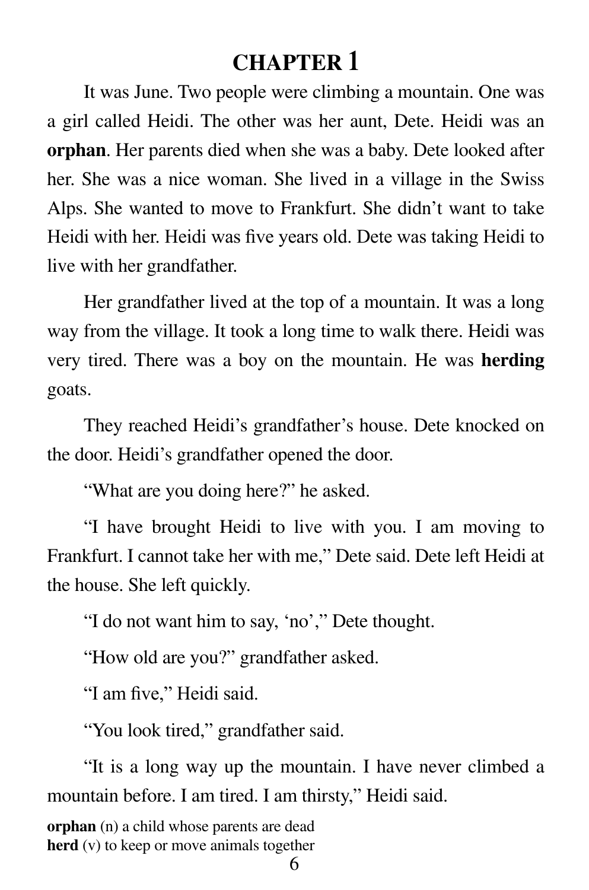# CHAPTER 1

It was June. Two people were climbing a mountain. One was a girl called Heidi. The other was her aunt, Dete. Heidi was an **orphan**. Her parents died when she was a baby. Dete looked after her. She was a nice woman. She lived in a village in the Swiss Alps. She wanted to move to Frankfurt. She didn't want to take Heidi with her. Heidi was five years old. Dete was taking Heidi to live with her grandfather.

Her grandfather lived at the top of a mountain. It was a long way from the village. It took a long time to walk there. Heidi was very tired. There was a boy on the mountain. He was **herding** goats.

They reached Heidi's grandfather's house. Dete knocked on the door. Heidi's grandfather opened the door.

"What are you doing here?" he asked.

"I have brought Heidi to live with you. I am moving to Frankfurt. I cannot take her with me," Dete said. Dete left Heidi at the house. She left quickly.

"I do not want him to say, 'no'," Dete thought.

"How old are you?" grandfather asked.

"I am five," Heidi said.

"You look tired," grandfather said.

"It is a long way up the mountain. I have never climbed a mountain before. I am tired. I am thirsty," Heidi said.

**orphan** (n) a child whose parents are dead
**herd** (v) to keep or move animals together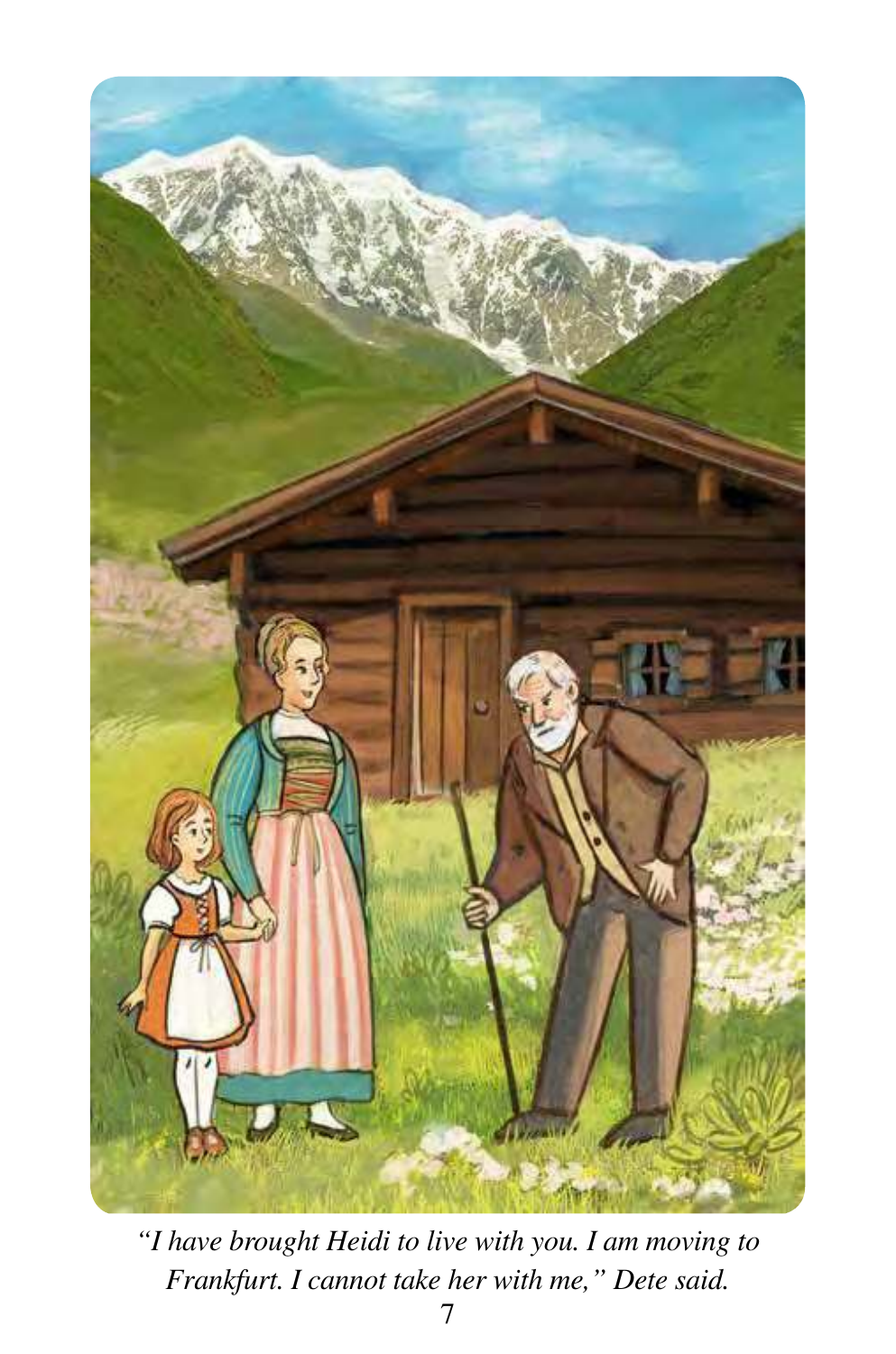*"I have brought Heidi to live with you. I am moving to Frankfurt. I cannot take her with me," Dete said.*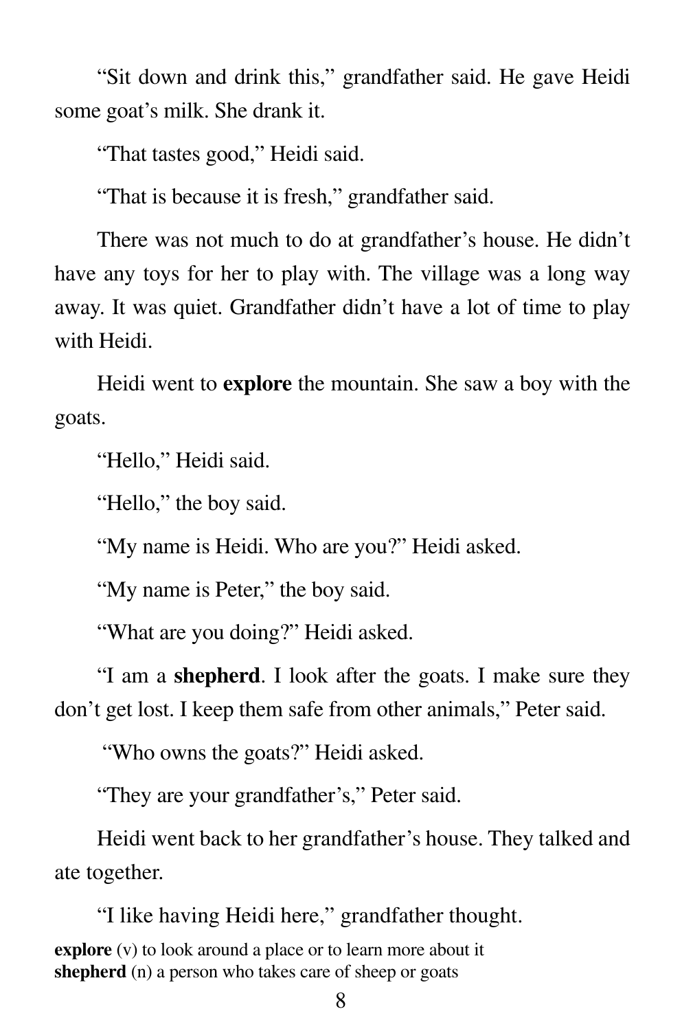"Sit down and drink this," grandfather said. He gave Heidi some goat's milk. She drank it.

"That tastes good," Heidi said.

"That is because it is fresh," grandfather said.

There was not much to do at grandfather's house. He didn't have any toys for her to play with. The village was a long way away. It was quiet. Grandfather didn't have a lot of time to play with Heidi.

Heidi went to **explore** the mountain. She saw a boy with the goats.

"Hello," Heidi said.

"Hello," the boy said.

"My name is Heidi. Who are you?" Heidi asked.

"My name is Peter," the boy said.

"What are you doing?" Heidi asked.

"I am a **shepherd**. I look after the goats. I make sure they don't get lost. I keep them safe from other animals," Peter said.

"Who owns the goats?" Heidi asked.

"They are your grandfather's," Peter said.

Heidi went back to her grandfather's house. They talked and ate together.

"I like having Heidi here," grandfather thought.

**explore** (v) to look around a place or to learn more about it
**shepherd** (n) a person who takes care of sheep or goats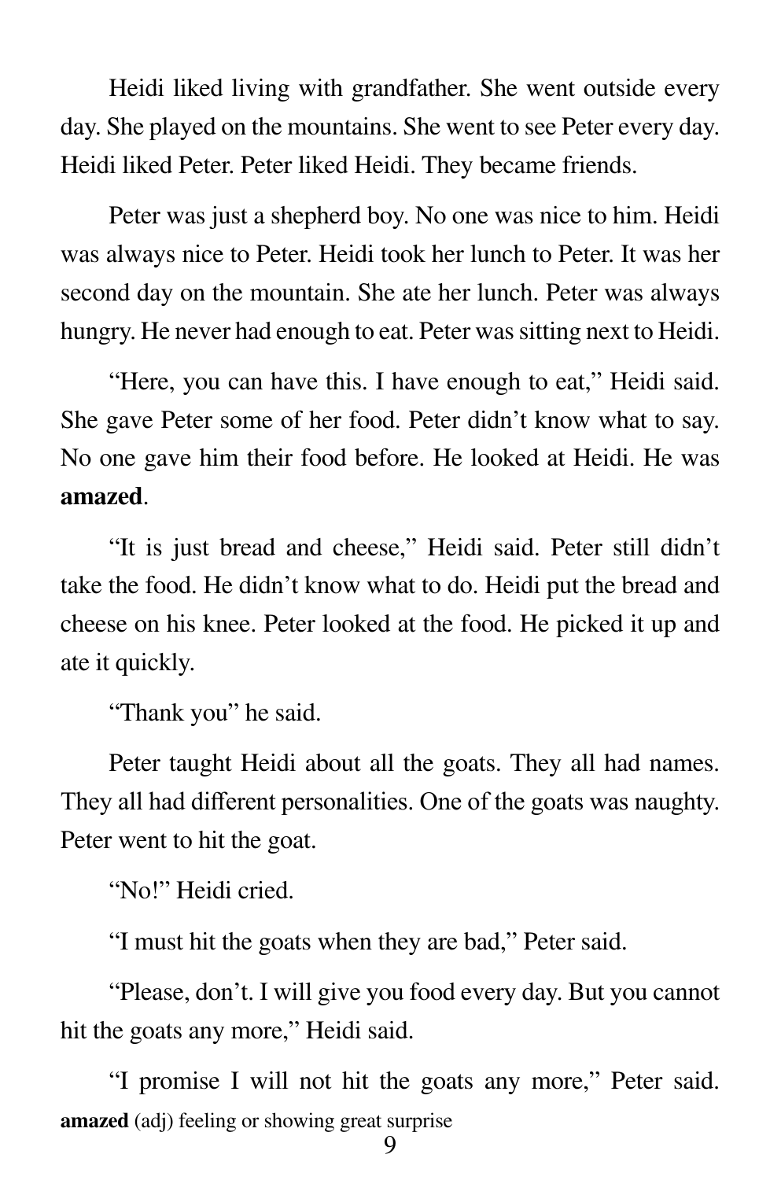Heidi liked living with grandfather. She went outside every day. She played on the mountains. She went to see Peter every day. Heidi liked Peter. Peter liked Heidi. They became friends.

Peter was just a shepherd boy. No one was nice to him. Heidi was always nice to Peter. Heidi took her lunch to Peter. It was her second day on the mountain. She ate her lunch. Peter was always hungry. He never had enough to eat. Peter was sitting next to Heidi.

“Here, you can have this. I have enough to eat,” Heidi said. She gave Peter some of her food. Peter didn’t know what to say. No one gave him their food before. He looked at Heidi. He was **amazed**.

“It is just bread and cheese,” Heidi said. Peter still didn’t take the food. He didn’t know what to do. Heidi put the bread and cheese on his knee. Peter looked at the food. He picked it up and ate it quickly.

“Thank you” he said.

Peter taught Heidi about all the goats. They all had names. They all had different personalities. One of the goats was naughty. Peter went to hit the goat.

“No!” Heidi cried.

“I must hit the goats when they are bad,” Peter said.

“Please, don’t. I will give you food every day. But you cannot hit the goats any more,” Heidi said.

“I promise I will not hit the goats any more,” Peter said.

**amazed** (adj) feeling or showing great surprise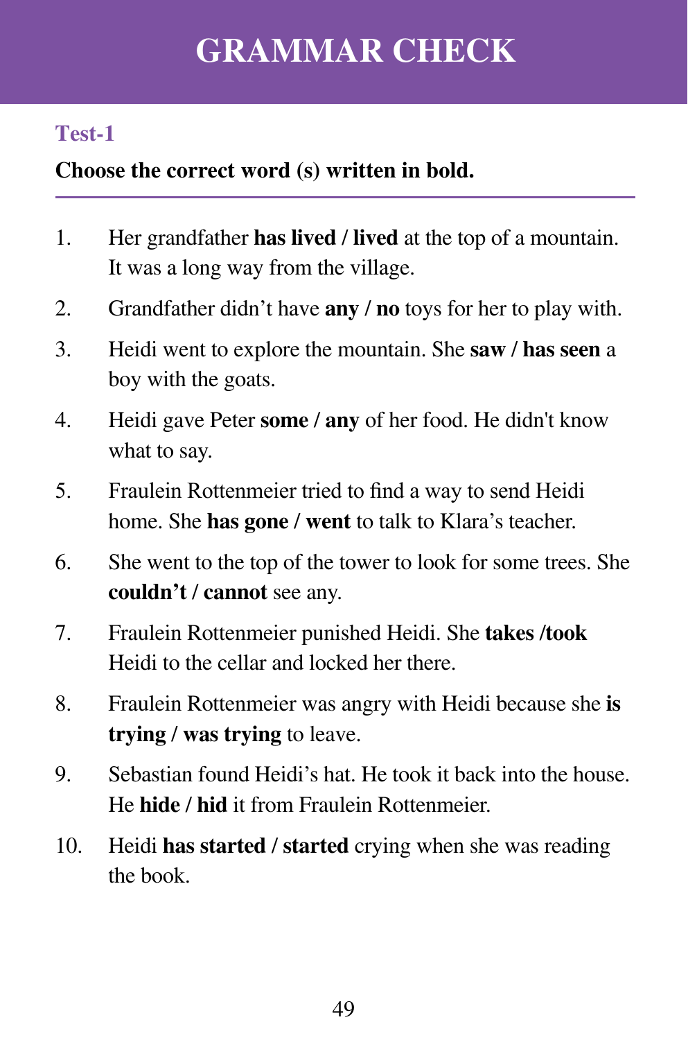# GRAMMAR CHECK

## Test-1

**Choose the correct word (s) written in bold.**

---

1. Her grandfather **has lived / lived** at the top of a mountain. It was a long way from the village.
2. Grandfather didn't have **any / no** toys for her to play with.
3. Heidi went to explore the mountain. She **saw / has seen** a boy with the goats.
4. Heidi gave Peter **some / any** of her food. He didn't know what to say.
5. Fraulein Rottenmeier tried to find a way to send Heidi home. She **has gone / went** to talk to Klara's teacher.
6. She went to the top of the tower to look for some trees. She **couldn't / cannot** see any.
7. Fraulein Rottenmeier punished Heidi. She **takes /took** Heidi to the cellar and locked her there.
8. Fraulein Rottenmeier was angry with Heidi because she **is trying / was trying** to leave.
9. Sebastian found Heidi's hat. He took it back into the house. He **hide / hid** it from Fraulein Rottenmeier.
10. Heidi **has started / started** crying when she was reading the book.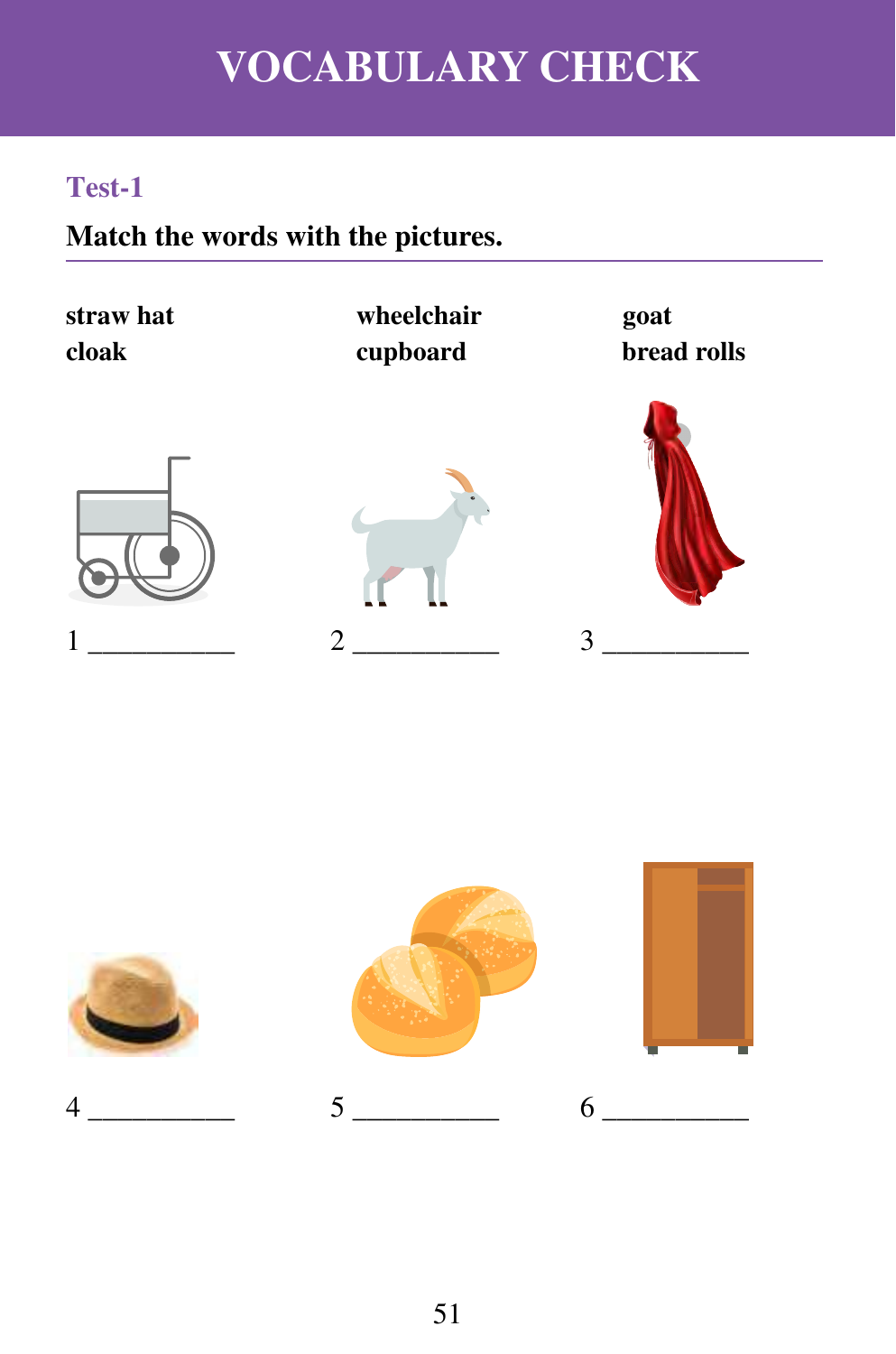# VOCABULARY CHECK

## Test-1

**Match the words with the pictures.**

| | | |
|---|---|---|
| **straw hat** | **wheelchair** | **goat** |
| **cloak** | **cupboard** | **bread rolls** |

1 __________ 2 __________ 3 __________

4 __________ 5 __________ 6 __________